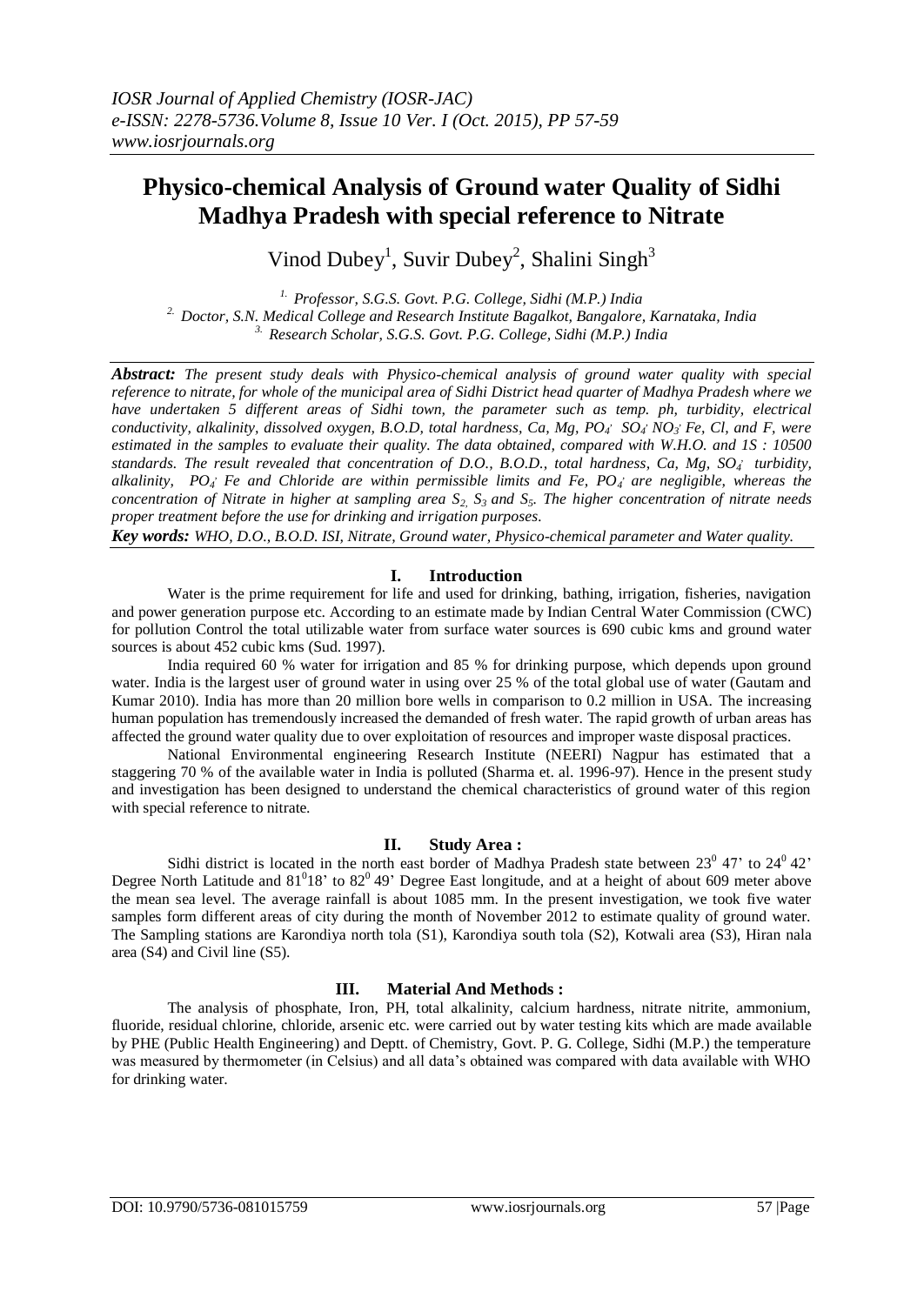# Physico-chemical Analysis of Ground water Quality of Sidhi Madhya Pradesh with special reference to Nitrate

Vinod Dubey[1], Suvir Dubey[2], Shalini Singh[3]

[1.] Professor, S.G.S. Govt. P.G. College, Sidhi (M.P.) India
[2.] Doctor, S.N. Medical College and Research Institute Bagalkot, Bangalore, Karnataka, India
[3.] Research Scholar, S.G.S. Govt. P.G. College, Sidhi (M.P.) India

***Abstract:*** *The present study deals with Physico-chemical analysis of ground water quality with special reference to nitrate, for whole of the municipal area of Sidhi District head quarter of Madhya Pradesh where we have undertaken 5 different areas of Sidhi town, the parameter such as temp. ph, turbidity, electrical conductivity, alkalinity, dissolved oxygen, B.O.D, total hardness, Ca, Mg, $PO_4^{-}$ $SO_4^{-}$ $NO_3^{-}$ Fe, Cl, and F, were estimated in the samples to evaluate their quality. The data obtained, compared with W.H.O. and 1S : 10500 standards. The result revealed that concentration of D.O., B.O.D., total hardness, Ca, Mg, $SO_4^{-}$ turbidity, alkalinity, $PO_4^{-}$ Fe and Chloride are within permissible limits and Fe, $PO_4^{-}$ are negligible, whereas the concentration of Nitrate in higher at sampling area $S_2$, $S_3$ and $S_5$. The higher concentration of nitrate needs proper treatment before the use for drinking and irrigation purposes.*

***Key words:*** *WHO, D.O., B.O.D. ISI, Nitrate, Ground water, Physico-chemical parameter and Water quality.*

## I. Introduction

Water is the prime requirement for life and used for drinking, bathing, irrigation, fisheries, navigation and power generation purpose etc. According to an estimate made by Indian Central Water Commission (CWC) for pollution Control the total utilizable water from surface water sources is 690 cubic kms and ground water sources is about 452 cubic kms (Sud. 1997).

India required 60 % water for irrigation and 85 % for drinking purpose, which depends upon ground water. India is the largest user of ground water in using over 25 % of the total global use of water (Gautam and Kumar 2010). India has more than 20 million bore wells in comparison to 0.2 million in USA. The increasing human population has tremendously increased the demanded of fresh water. The rapid growth of urban areas has affected the ground water quality due to over exploitation of resources and improper waste disposal practices.

National Environmental engineering Research Institute (NEERI) Nagpur has estimated that a staggering 70 % of the available water in India is polluted (Sharma et. al. 1996-97). Hence in the present study and investigation has been designed to understand the chemical characteristics of ground water of this region with special reference to nitrate.

## II. Study Area :

Sidhi district is located in the north east border of Madhya Pradesh state between $23^0$ 47' to $24^0$ 42' Degree North Latitude and $81^0$18' to $82^0$ 49' Degree East longitude, and at a height of about 609 meter above the mean sea level. The average rainfall is about 1085 mm. In the present investigation, we took five water samples form different areas of city during the month of November 2012 to estimate quality of ground water. The Sampling stations are Karondiya north tola (S1), Karondiya south tola (S2), Kotwali area (S3), Hiran nala area (S4) and Civil line (S5).

## III. Material And Methods :

The analysis of phosphate, Iron, PH, total alkalinity, calcium hardness, nitrate nitrite, ammonium, fluoride, residual chlorine, chloride, arsenic etc. were carried out by water testing kits which are made available by PHE (Public Health Engineering) and Deptt. of Chemistry, Govt. P. G. College, Sidhi (M.P.) the temperature was measured by thermometer (in Celsius) and all data's obtained was compared with data available with WHO for drinking water.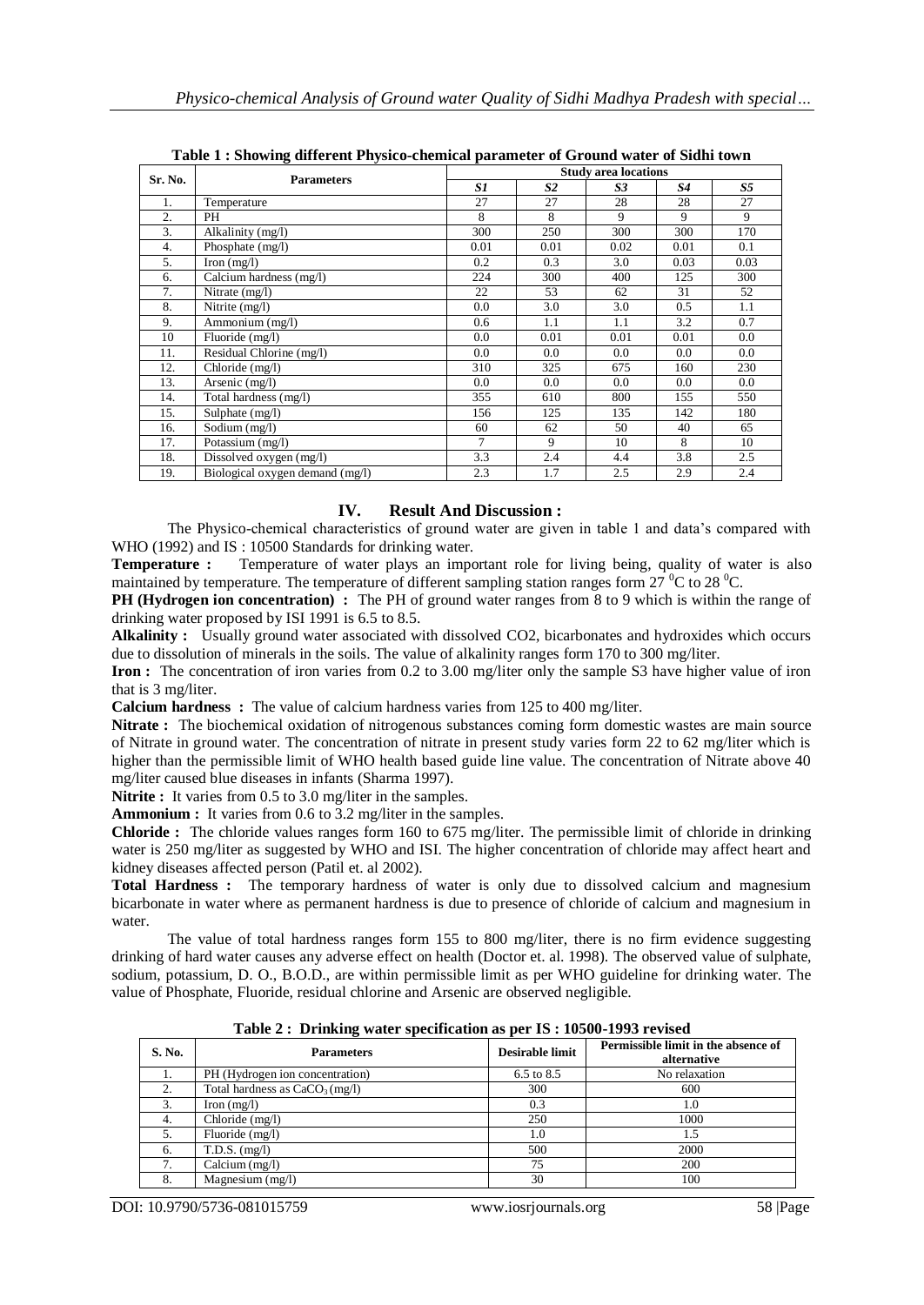**Table 1 : Showing different Physico-chemical parameter of Ground water of Sidhi town**

| Sr. No. | Parameters | Study area locations | | | | |
|---|---|---|---|---|---|---|
| | | *S1* | *S2* | *S3* | *S4* | *S5* |
| 1. | Temperature | 27 | 27 | 28 | 28 | 27 |
| 2. | PH | 8 | 8 | 9 | 9 | 9 |
| 3. | Alkalinity (mg/l) | 300 | 250 | 300 | 300 | 170 |
| 4. | Phosphate (mg/l) | 0.01 | 0.01 | 0.02 | 0.01 | 0.1 |
| 5. | Iron (mg/l) | 0.2 | 0.3 | 3.0 | 0.03 | 0.03 |
| 6. | Calcium hardness (mg/l) | 224 | 300 | 400 | 125 | 300 |
| 7. | Nitrate (mg/l) | 22 | 53 | 62 | 31 | 52 |
| 8. | Nitrite (mg/l) | 0.0 | 3.0 | 3.0 | 0.5 | 1.1 |
| 9. | Ammonium (mg/l) | 0.6 | 1.1 | 1.1 | 3.2 | 0.7 |
| 10 | Fluoride (mg/l) | 0.0 | 0.01 | 0.01 | 0.01 | 0.0 |
| 11. | Residual Chlorine (mg/l) | 0.0 | 0.0 | 0.0 | 0.0 | 0.0 |
| 12. | Chloride (mg/l) | 310 | 325 | 675 | 160 | 230 |
| 13. | Arsenic (mg/l) | 0.0 | 0.0 | 0.0 | 0.0 | 0.0 |
| 14. | Total hardness (mg/l) | 355 | 610 | 800 | 155 | 550 |
| 15. | Sulphate (mg/l) | 156 | 125 | 135 | 142 | 180 |
| 16. | Sodium (mg/l) | 60 | 62 | 50 | 40 | 65 |
| 17. | Potassium (mg/l) | 7 | 9 | 10 | 8 | 10 |
| 18. | Dissolved oxygen (mg/l) | 3.3 | 2.4 | 4.4 | 3.8 | 2.5 |
| 19. | Biological oxygen demand (mg/l) | 2.3 | 1.7 | 2.5 | 2.9 | 2.4 |

## IV. Result And Discussion :

The Physico-chemical characteristics of ground water are given in table 1 and data's compared with WHO (1992) and IS : 10500 Standards for drinking water.

**Temperature :** Temperature of water plays an important role for living being, quality of water is also maintained by temperature. The temperature of different sampling station ranges form 27 $^0$C to 28 $^0$C.

**PH (Hydrogen ion concentration) :** The PH of ground water ranges from 8 to 9 which is within the range of drinking water proposed by ISI 1991 is 6.5 to 8.5.

**Alkalinity :** Usually ground water associated with dissolved CO2, bicarbonates and hydroxides which occurs due to dissolution of minerals in the soils. The value of alkalinity ranges form 170 to 300 mg/liter.

**Iron :** The concentration of iron varies from 0.2 to 3.00 mg/liter only the sample S3 have higher value of iron that is 3 mg/liter.

**Calcium hardness :** The value of calcium hardness varies from 125 to 400 mg/liter.

**Nitrate :** The biochemical oxidation of nitrogenous substances coming form domestic wastes are main source of Nitrate in ground water. The concentration of nitrate in present study varies form 22 to 62 mg/liter which is higher than the permissible limit of WHO health based guide line value. The concentration of Nitrate above 40 mg/liter caused blue diseases in infants (Sharma 1997).

**Nitrite :** It varies from 0.5 to 3.0 mg/liter in the samples.

**Ammonium :** It varies from 0.6 to 3.2 mg/liter in the samples.

**Chloride :** The chloride values ranges form 160 to 675 mg/liter. The permissible limit of chloride in drinking water is 250 mg/liter as suggested by WHO and ISI. The higher concentration of chloride may affect heart and kidney diseases affected person (Patil et. al 2002).

**Total Hardness :** The temporary hardness of water is only due to dissolved calcium and magnesium bicarbonate in water where as permanent hardness is due to presence of chloride of calcium and magnesium in water.

The value of total hardness ranges form 155 to 800 mg/liter, there is no firm evidence suggesting drinking of hard water causes any adverse effect on health (Doctor et. al. 1998). The observed value of sulphate, sodium, potassium, D. O., B.O.D., are within permissible limit as per WHO guideline for drinking water. The value of Phosphate, Fluoride, residual chlorine and Arsenic are observed negligible.

**Table 2 : Drinking water specification as per IS : 10500-1993 revised**

| S. No. | Parameters | Desirable limit | Permissible limit in the absence of alternative |
|---|---|---|---|
| 1. | PH (Hydrogen ion concentration) | 6.5 to 8.5 | No relaxation |
| 2. | Total hardness as $CaCO_3$ (mg/l) | 300 | 600 |
| 3. | Iron (mg/l) | 0.3 | 1.0 |
| 4. | Chloride (mg/l) | 250 | 1000 |
| 5. | Fluoride (mg/l) | 1.0 | 1.5 |
| 6. | T.D.S. (mg/l) | 500 | 2000 |
| 7. | Calcium (mg/l) | 75 | 200 |
| 8. | Magnesium (mg/l) | 30 | 100 |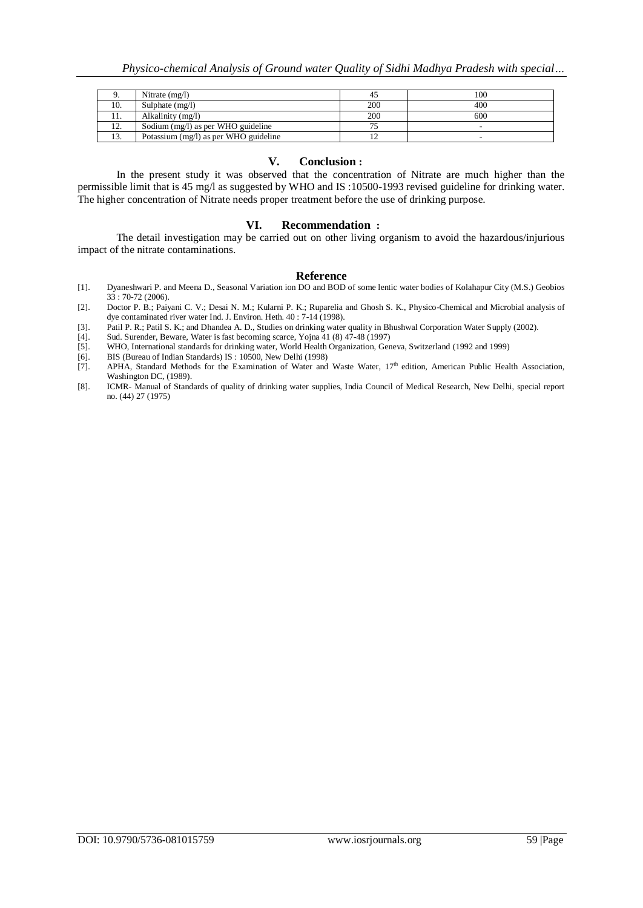| | | | |
|---|---|---|---|
| 9. | Nitrate (mg/l) | 45 | 100 |
| 10. | Sulphate (mg/l) | 200 | 400 |
| 11. | Alkalinity (mg/l) | 200 | 600 |
| 12. | Sodium (mg/l) as per WHO guideline | 75 | - |
| 13. | Potassium (mg/l) as per WHO guideline | 12 | - |

## V. Conclusion :

In the present study it was observed that the concentration of Nitrate are much higher than the permissible limit that is 45 mg/l as suggested by WHO and IS :10500-1993 revised guideline for drinking water. The higher concentration of Nitrate needs proper treatment before the use of drinking purpose.

## VI. Recommendation :

The detail investigation may be carried out on other living organism to avoid the hazardous/injurious impact of the nitrate contaminations.

## Reference

[1]. Dyaneshwari P. and Meena D., Seasonal Variation ion DO and BOD of some lentic water bodies of Kolahapur City (M.S.) Geobios 33 : 70-72 (2006).

[2]. Doctor P. B.; Paiyani C. V.; Desai N. M.; Kularni P. K.; Ruparelia and Ghosh S. K., Physico-Chemical and Microbial analysis of dye contaminated river water Ind. J. Environ. Heth. 40 : 7-14 (1998).

[3]. Patil P. R.; Patil S. K.; and Dhandea A. D., Studies on drinking water quality in Bhushwal Corporation Water Supply (2002).

[4]. Sud. Surender, Beware, Water is fast becoming scarce, Yojna 41 (8) 47-48 (1997)

[5]. WHO, International standards for drinking water, World Health Organization, Geneva, Switzerland (1992 and 1999)

[6]. BIS (Bureau of Indian Standards) IS : 10500, New Delhi (1998)

[7]. APHA, Standard Methods for the Examination of Water and Waste Water, 17th edition, American Public Health Association, Washington DC, (1989).

[8]. ICMR- Manual of Standards of quality of drinking water supplies, India Council of Medical Research, New Delhi, special report no. (44) 27 (1975)